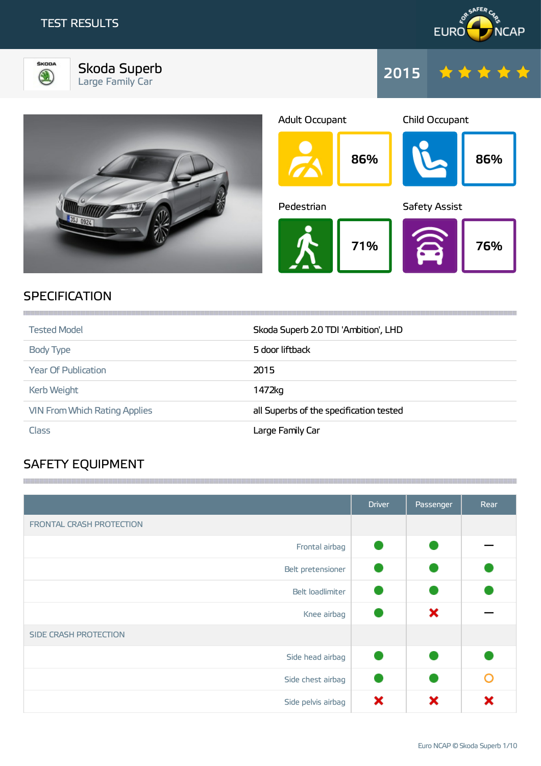TEST RESULTS

# Skoda Superb

Large Family Car

**2015** ★★★★★

| Adult Occupant | Child Occupant | Pedestrian | Safety Assist |
|---|---|---|---|
| 86% | 86% | 71% | 76% |

## SPECIFICATION

| | |
|---|---|
| Tested Model | Skoda Superb 2.0 TDI 'Ambition', LHD |
| Body Type | 5 door liftback |
| Year Of Publication | 2015 |
| Kerb Weight | 1472kg |
| VIN From Which Rating Applies | all Superbs of the specification tested |
| Class | Large Family Car |

## SAFETY EQUIPMENT

| | Driver | Passenger | Rear |
|---|---|---|---|
| FRONTAL CRASH PROTECTION | | | |
| Frontal airbag | ● | ● | — |
| Belt pretensioner | ● | ● | ● |
| Belt loadlimiter | ● | ● | ● |
| Knee airbag | ● | ✖ | — |
| SIDE CRASH PROTECTION | | | |
| Side head airbag | ● | ● | ● |
| Side chest airbag | ● | ● | ○ |
| Side pelvis airbag | ✖ | ✖ | ✖ |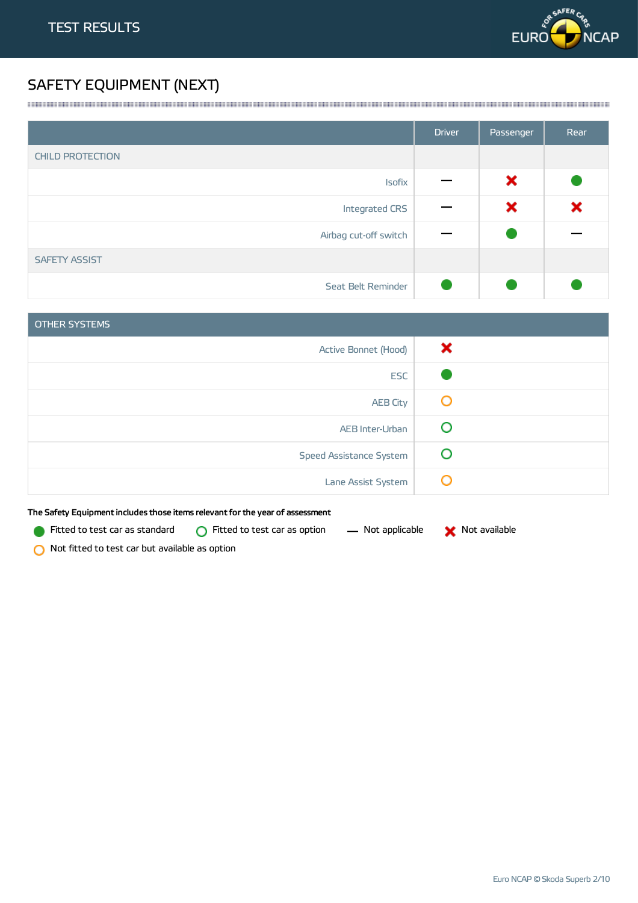# TEST RESULTS

## SAFETY EQUIPMENT (NEXT)

| | Driver | Passenger | Rear |
|---|---|---|---|
| CHILD PROTECTION | | | |
| Isofix | — | ✖ | ● |
| Integrated CRS | — | ✖ | ✖ |
| Airbag cut-off switch | — | ● | — |
| SAFETY ASSIST | | | |
| Seat Belt Reminder | ● | ● | ● |

| OTHER SYSTEMS | |
|---|---|
| Active Bonnet (Hood) | ✖ |
| ESC | ● |
| AEB City | ○ (Not fitted to test car but available as option) |
| AEB Inter-Urban | ○ (Fitted to test car as option) |
| Speed Assistance System | ○ (Fitted to test car as option) |
| Lane Assist System | ○ (Not fitted to test car but available as option) |

**The Safety Equipment includes those items relevant for the year of assessment**

- ● Fitted to test car as standard
- ○ Fitted to test car as option
- — Not applicable
- ✖ Not available
- ○ Not fitted to test car but available as option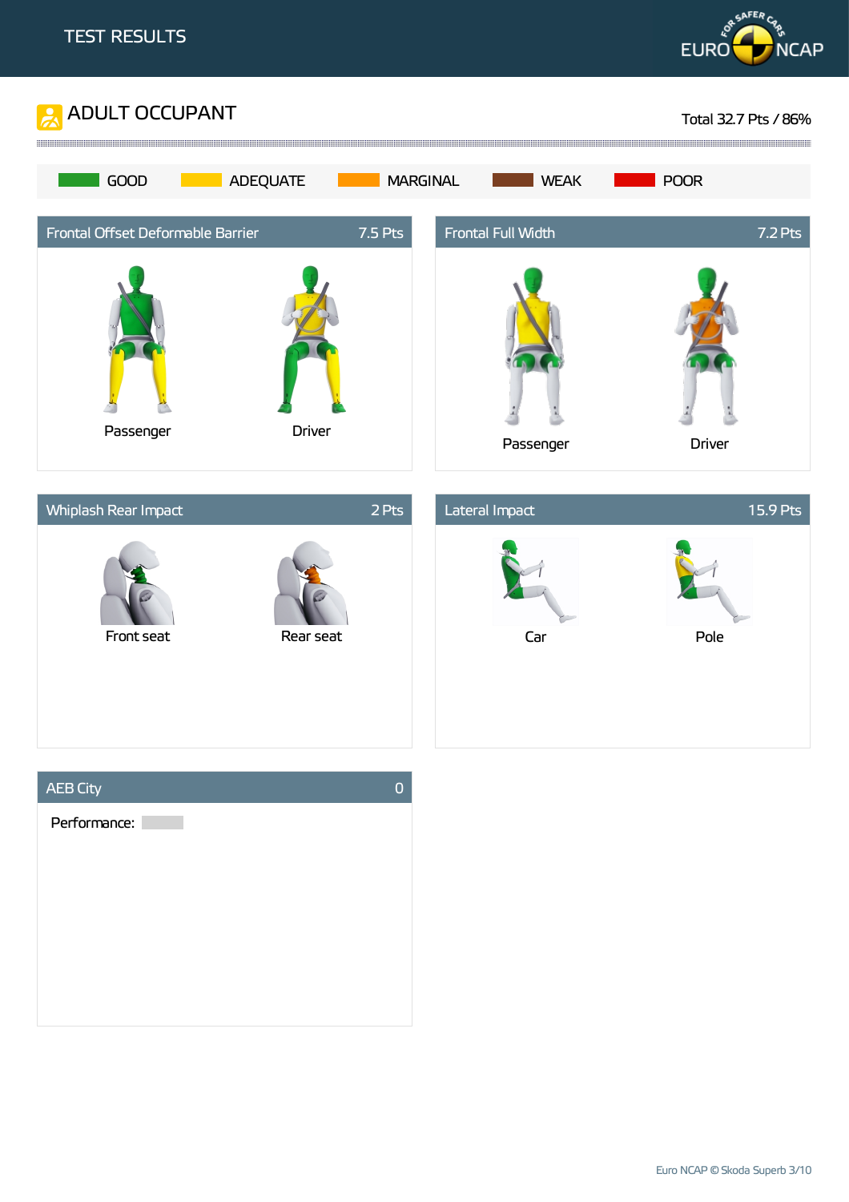# TEST RESULTS

## ADULT OCCUPANT

Total 32.7 Pts / 86%

GOOD | ADEQUATE | MARGINAL | WEAK | POOR

### Frontal Offset Deformable Barrier — 7.5 Pts

Passenger

Driver

### Frontal Full Width — 7.2 Pts

Passenger

Driver

### Whiplash Rear Impact — 2 Pts

Front seat

Rear seat

### Lateral Impact — 15.9 Pts

Car

Pole

### AEB City — 0

Performance: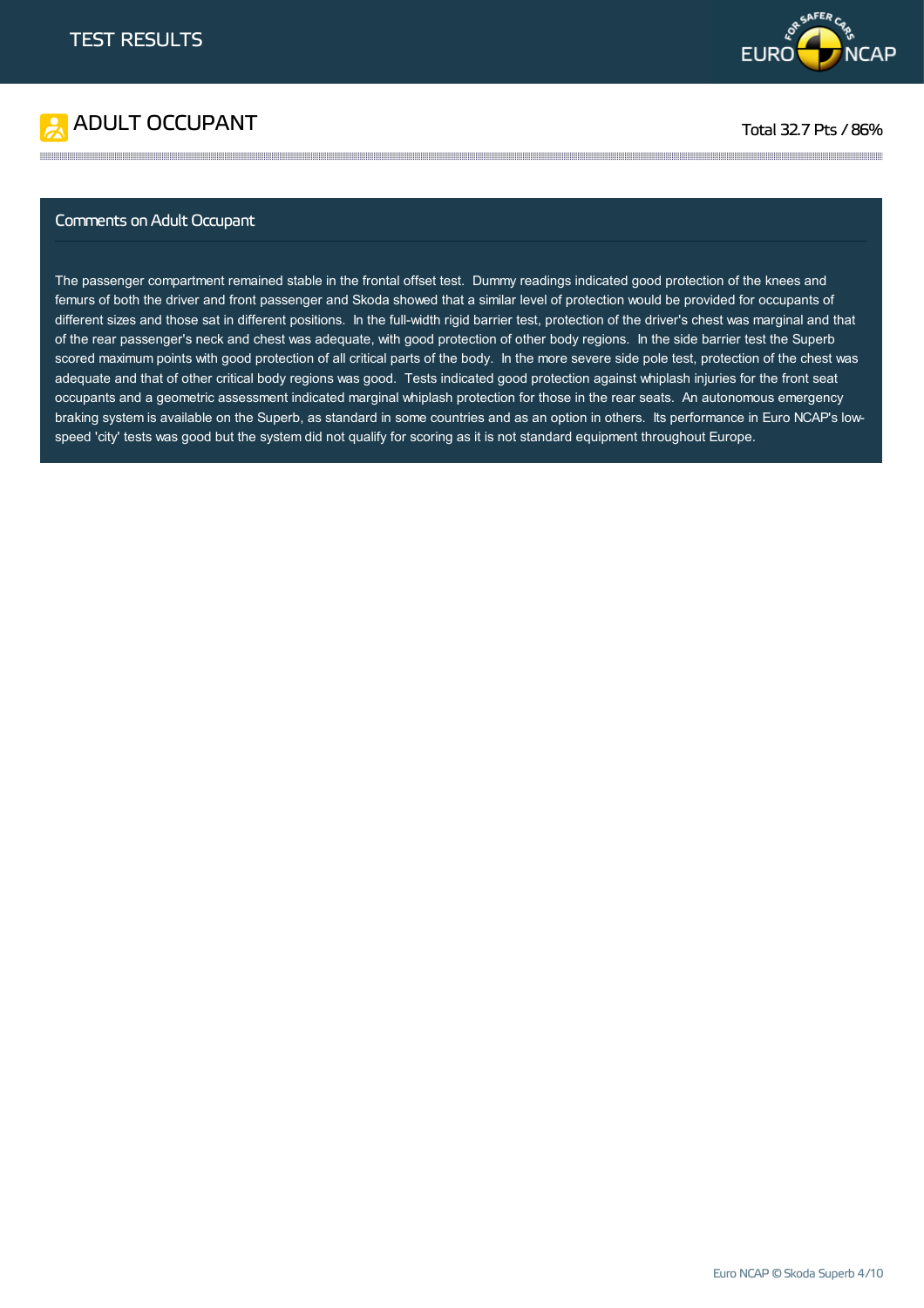TEST RESULTS

## ADULT OCCUPANT

Total 32.7 Pts / 86%

### Comments on Adult Occupant

The passenger compartment remained stable in the frontal offset test. Dummy readings indicated good protection of the knees and femurs of both the driver and front passenger and Skoda showed that a similar level of protection would be provided for occupants of different sizes and those sat in different positions. In the full-width rigid barrier test, protection of the driver's chest was marginal and that of the rear passenger's neck and chest was adequate, with good protection of other body regions. In the side barrier test the Superb scored maximum points with good protection of all critical parts of the body. In the more severe side pole test, protection of the chest was adequate and that of other critical body regions was good. Tests indicated good protection against whiplash injuries for the front seat occupants and a geometric assessment indicated marginal whiplash protection for those in the rear seats. An autonomous emergency braking system is available on the Superb, as standard in some countries and as an option in others. Its performance in Euro NCAP's low-speed 'city' tests was good but the system did not qualify for scoring as it is not standard equipment throughout Europe.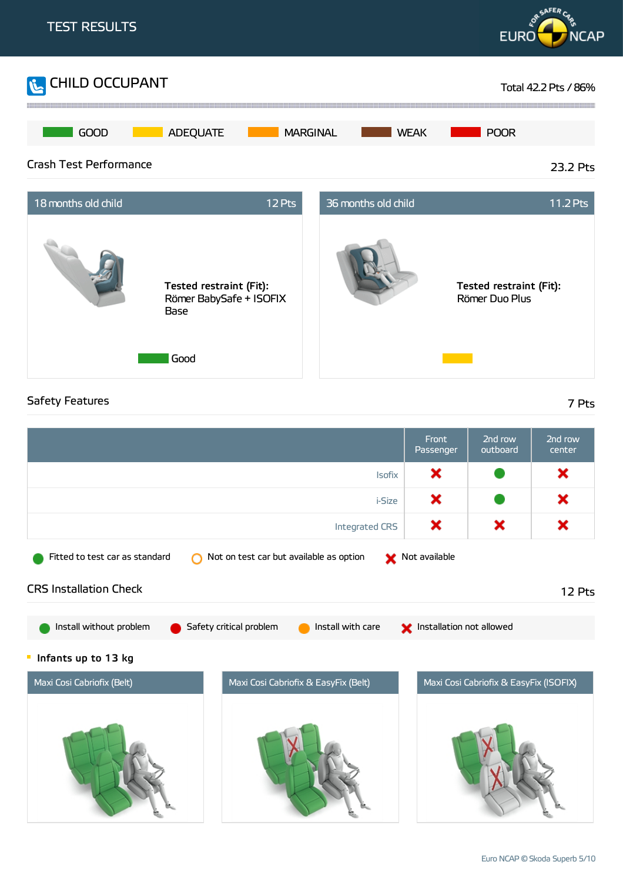TEST RESULTS

# CHILD OCCUPANT

Total 42.2 Pts / 86%

GOOD | ADEQUATE | MARGINAL | WEAK | POOR

## Crash Test Performance

23.2 Pts

### 18 months old child — 12 Pts

**Tested restraint (Fit):**
Römer BabySafe + ISOFIX Base

Good

### 36 months old child — 11.2 Pts

**Tested restraint (Fit):**
Römer Duo Plus

## Safety Features

7 Pts

| | Front Passenger | 2nd row outboard | 2nd row center |
|---|---|---|---|
| Isofix | Not available | Fitted to test car as standard | Not available |
| i-Size | Not available | Fitted to test car as standard | Not available |
| Integrated CRS | Not available | Not available | Not available |

Fitted to test car as standard | Not on test car but available as option | Not available

## CRS Installation Check

12 Pts

Install without problem | Safety critical problem | Install with care | Installation not allowed

**Infants up to 13 kg**

Maxi Cosi Cabriofix (Belt)

Maxi Cosi Cabriofix & EasyFix (Belt)

Maxi Cosi Cabriofix & EasyFix (ISOFIX)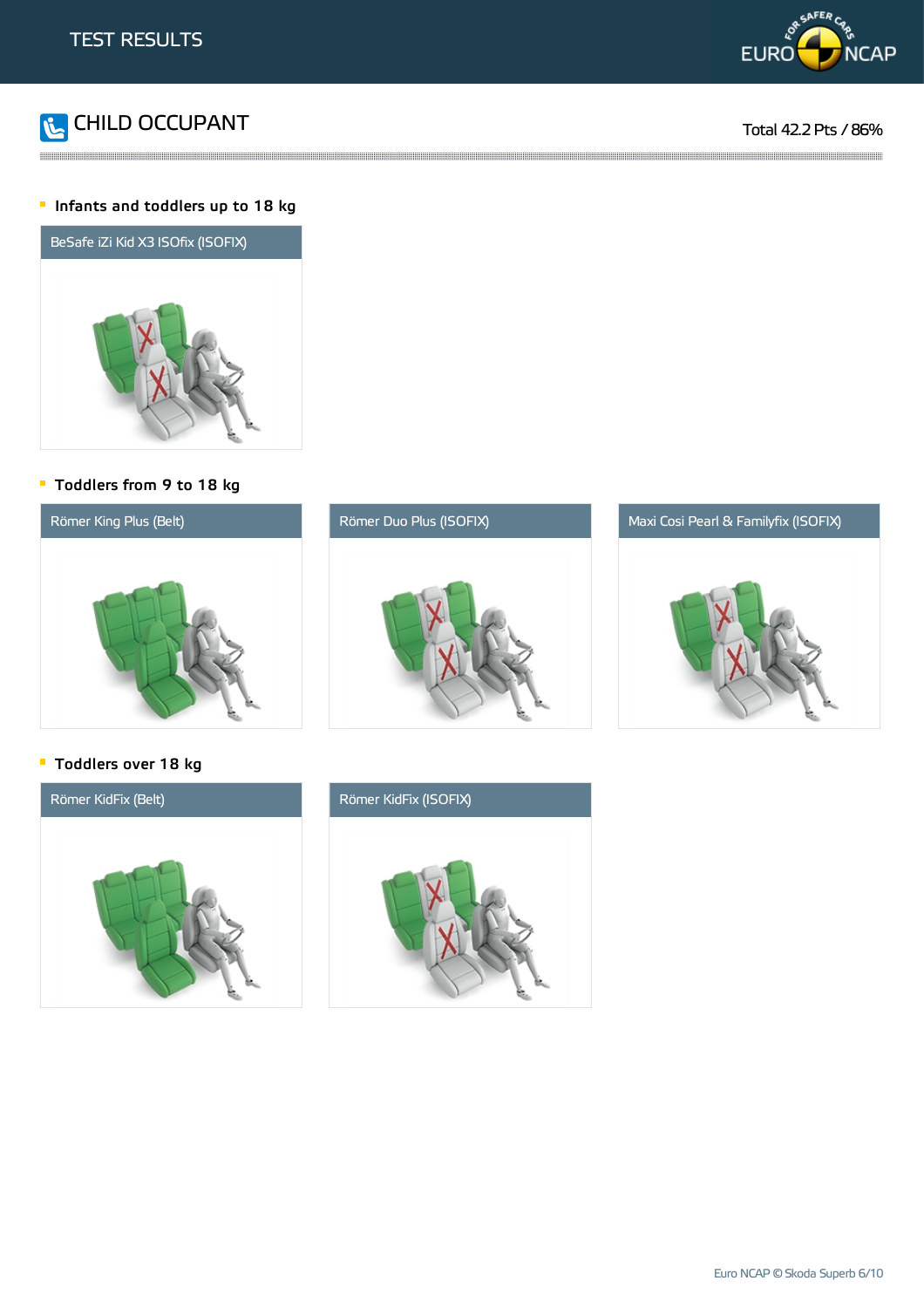# TEST RESULTS

## CHILD OCCUPANT

Total 42.2 Pts / 86%

### Infants and toddlers up to 18 kg

BeSafe iZi Kid X3 ISOfix (ISOFIX)

### Toddlers from 9 to 18 kg

Römer King Plus (Belt)

Römer Duo Plus (ISOFIX)

Maxi Cosi Pearl & Familyfix (ISOFIX)

### Toddlers over 18 kg

Römer KidFix (Belt)

Römer KidFix (ISOFIX)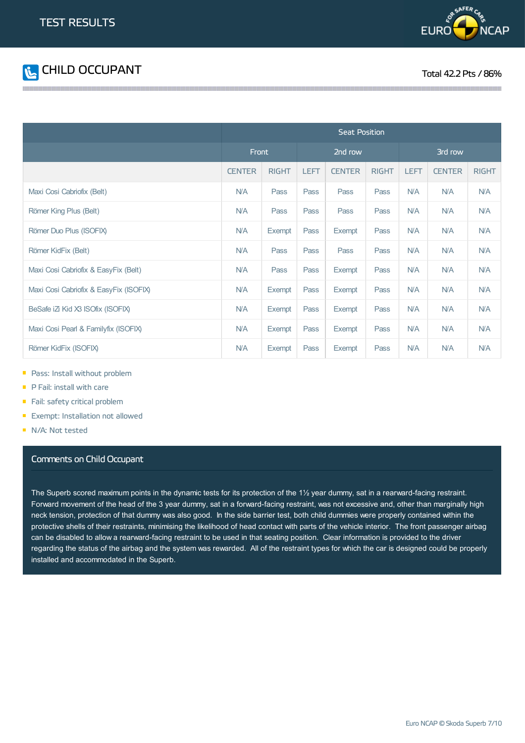# TEST RESULTS

## CHILD OCCUPANT

Total 42.2 Pts / 86%

| | Seat Position | | | | | | | |
|---|---|---|---|---|---|---|---|---|
| | Front | | 2nd row | | | 3rd row | | |
| | CENTER | RIGHT | LEFT | CENTER | RIGHT | LEFT | CENTER | RIGHT |
| Maxi Cosi Cabriofix (Belt) | N/A | Pass | Pass | Pass | Pass | N/A | N/A | N/A |
| Römer King Plus (Belt) | N/A | Pass | Pass | Pass | Pass | N/A | N/A | N/A |
| Römer Duo Plus (ISOFIX) | N/A | Exempt | Pass | Exempt | Pass | N/A | N/A | N/A |
| Römer KidFix (Belt) | N/A | Pass | Pass | Pass | Pass | N/A | N/A | N/A |
| Maxi Cosi Cabriofix & EasyFix (Belt) | N/A | Pass | Pass | Exempt | Pass | N/A | N/A | N/A |
| Maxi Cosi Cabriofix & EasyFix (ISOFIX) | N/A | Exempt | Pass | Exempt | Pass | N/A | N/A | N/A |
| BeSafe iZi Kid X3 ISOfix (ISOFIX) | N/A | Exempt | Pass | Exempt | Pass | N/A | N/A | N/A |
| Maxi Cosi Pearl & Familyfix (ISOFIX) | N/A | Exempt | Pass | Exempt | Pass | N/A | N/A | N/A |
| Römer KidFix (ISOFIX) | N/A | Exempt | Pass | Exempt | Pass | N/A | N/A | N/A |

- Pass: Install without problem
- P Fail: install with care
- Fail: safety critical problem
- Exempt: Installation not allowed
- N/A: Not tested

### Comments on Child Occupant

The Superb scored maximum points in the dynamic tests for its protection of the 1½ year dummy, sat in a rearward-facing restraint. Forward movement of the head of the 3 year dummy, sat in a forward-facing restraint, was not excessive and, other than marginally high neck tension, protection of that dummy was also good. In the side barrier test, both child dummies were properly contained within the protective shells of their restraints, minimising the likelihood of head contact with parts of the vehicle interior. The front passenger airbag can be disabled to allow a rearward-facing restraint to be used in that seating position. Clear information is provided to the driver regarding the status of the airbag and the system was rewarded. All of the restraint types for which the car is designed could be properly installed and accommodated in the Superb.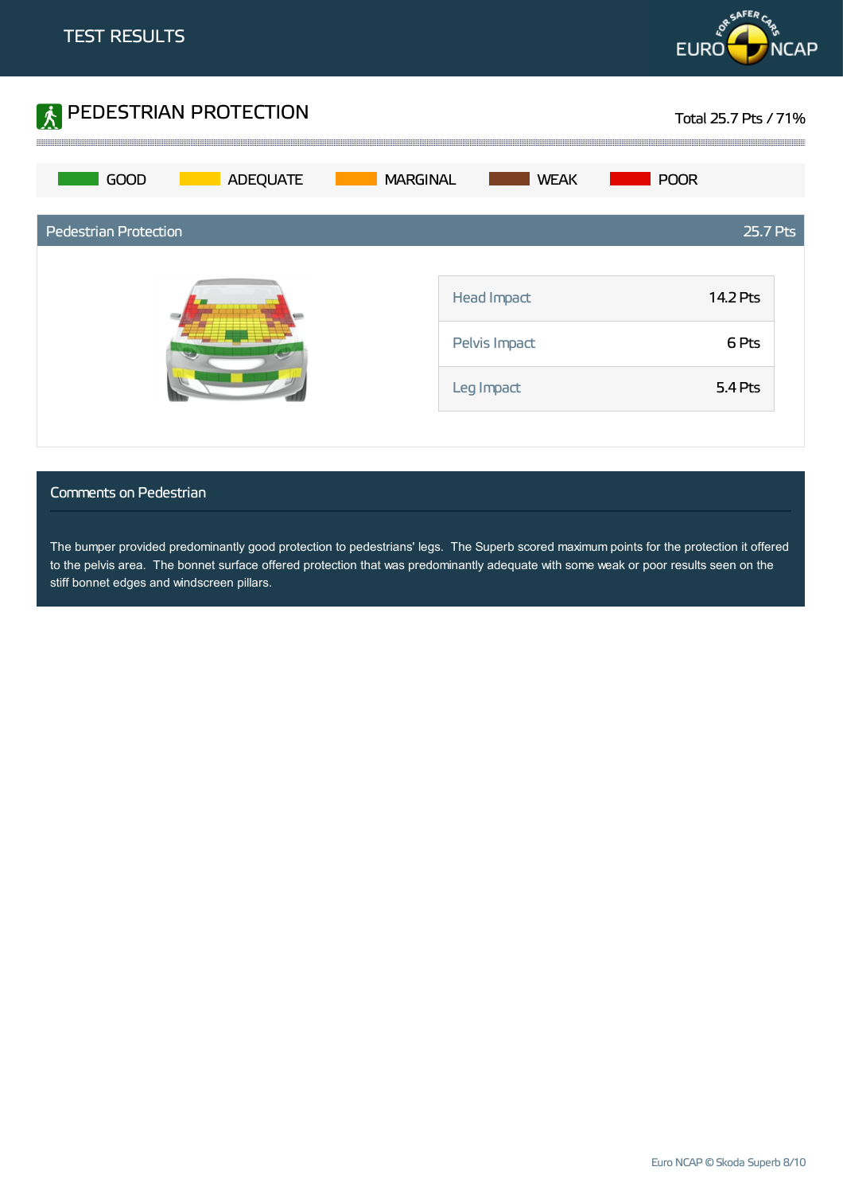# TEST RESULTS

## PEDESTRIAN PROTECTION

Total 25.7 Pts / 71%

GOOD | ADEQUATE | MARGINAL | WEAK | POOR

| Pedestrian Protection | 25.7 Pts |
|---|---|
| Head Impact | 14.2 Pts |
| Pelvis Impact | 6 Pts |
| Leg Impact | 5.4 Pts |

### Comments on Pedestrian

The bumper provided predominantly good protection to pedestrians' legs. The Superb scored maximum points for the protection it offered to the pelvis area. The bonnet surface offered protection that was predominantly adequate with some weak or poor results seen on the stiff bonnet edges and windscreen pillars.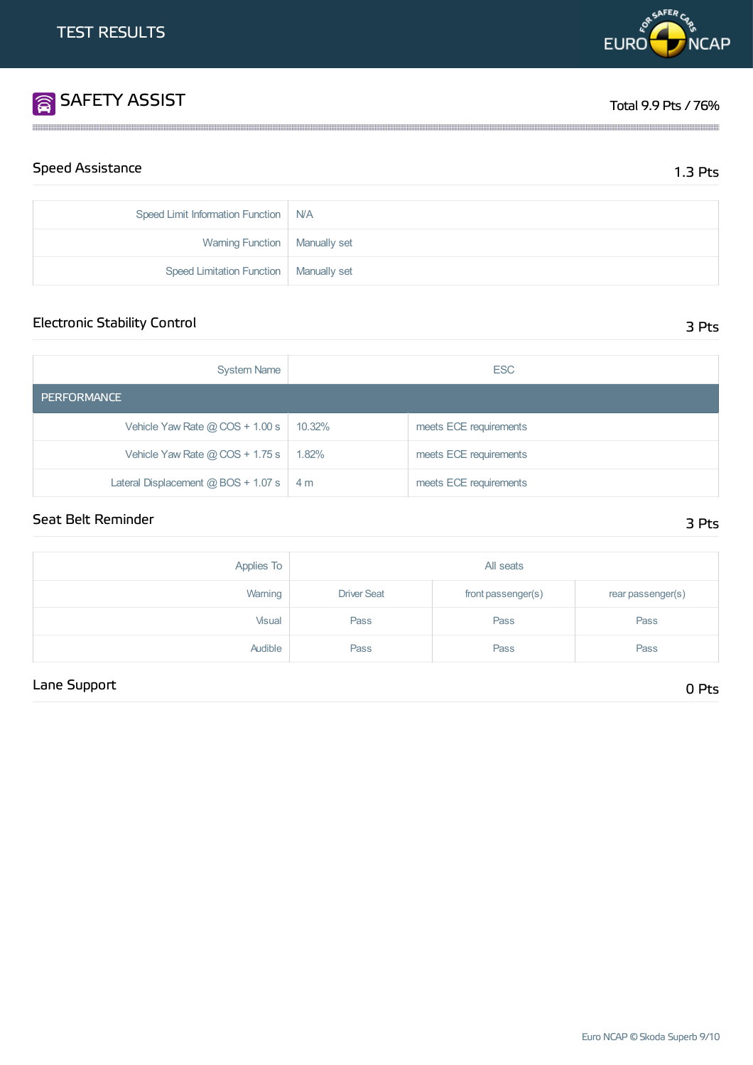# TEST RESULTS

## SAFETY ASSIST

Total 9.9 Pts / 76%

### Speed Assistance

1.3 Pts

| | |
|---|---|
| Speed Limit Information Function | N/A |
| Warning Function | Manually set |
| Speed Limitation Function | Manually set |

### Electronic Stability Control

3 Pts

| System Name | ESC | |
|---|---|---|
| **PERFORMANCE** | | |
| Vehicle Yaw Rate @ COS + 1.00 s | 10.32% | meets ECE requirements |
| Vehicle Yaw Rate @ COS + 1.75 s | 1.82% | meets ECE requirements |
| Lateral Displacement @ BOS + 1.07 s | 4 m | meets ECE requirements |

### Seat Belt Reminder

3 Pts

| Applies To | All seats | | |
|---|---|---|---|
| Warning | Driver Seat | front passenger(s) | rear passenger(s) |
| Visual | Pass | Pass | Pass |
| Audible | Pass | Pass | Pass |

### Lane Support

0 Pts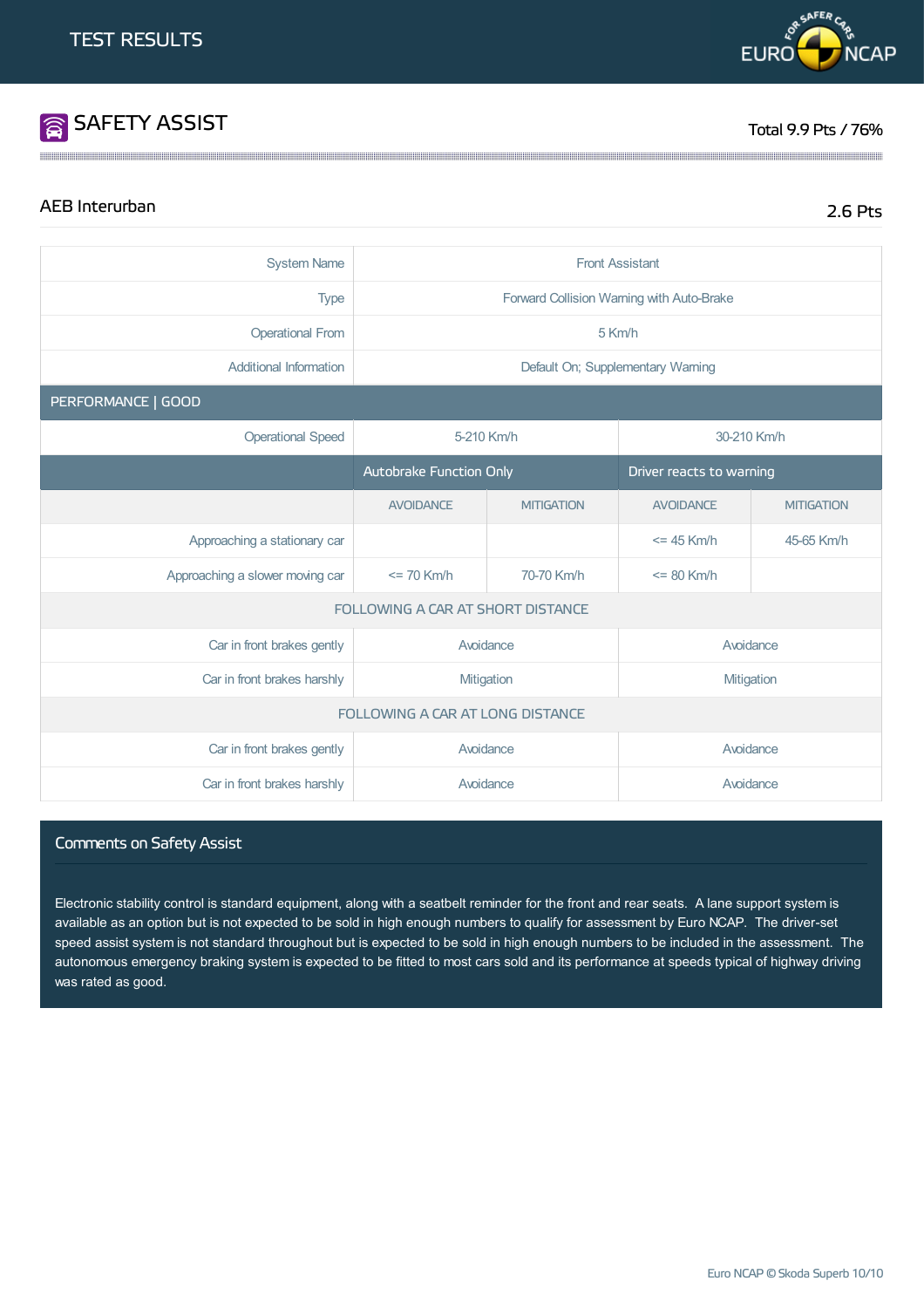# TEST RESULTS

## SAFETY ASSIST

Total 9.9 Pts / 76%

### AEB Interurban

2.6 Pts

| | | | | |
|---|---|---|---|---|
| System Name | Front Assistant | | | |
| Type | Forward Collision Warning with Auto-Brake | | | |
| Operational From | 5 Km/h | | | |
| Additional Information | Default On; Supplementary Warning | | | |
| PERFORMANCE \| GOOD | | | | |
| Operational Speed | 5-210 Km/h | | 30-210 Km/h | |
| | Autobrake Function Only | | Driver reacts to warning | |
| | AVOIDANCE | MITIGATION | AVOIDANCE | MITIGATION |
| Approaching a stationary car | | | <= 45 Km/h | 45-65 Km/h |
| Approaching a slower moving car | <= 70 Km/h | 70-70 Km/h | <= 80 Km/h | |
| FOLLOWING A CAR AT SHORT DISTANCE | | | | |
| Car in front brakes gently | Avoidance | | Avoidance | |
| Car in front brakes harshly | Mitigation | | Mitigation | |
| FOLLOWING A CAR AT LONG DISTANCE | | | | |
| Car in front brakes gently | Avoidance | | Avoidance | |
| Car in front brakes harshly | Avoidance | | Avoidance | |

### Comments on Safety Assist

Electronic stability control is standard equipment, along with a seatbelt reminder for the front and rear seats. A lane support system is available as an option but is not expected to be sold in high enough numbers to qualify for assessment by Euro NCAP. The driver-set speed assist system is not standard throughout but is expected to be sold in high enough numbers to be included in the assessment. The autonomous emergency braking system is expected to be fitted to most cars sold and its performance at speeds typical of highway driving was rated as good.